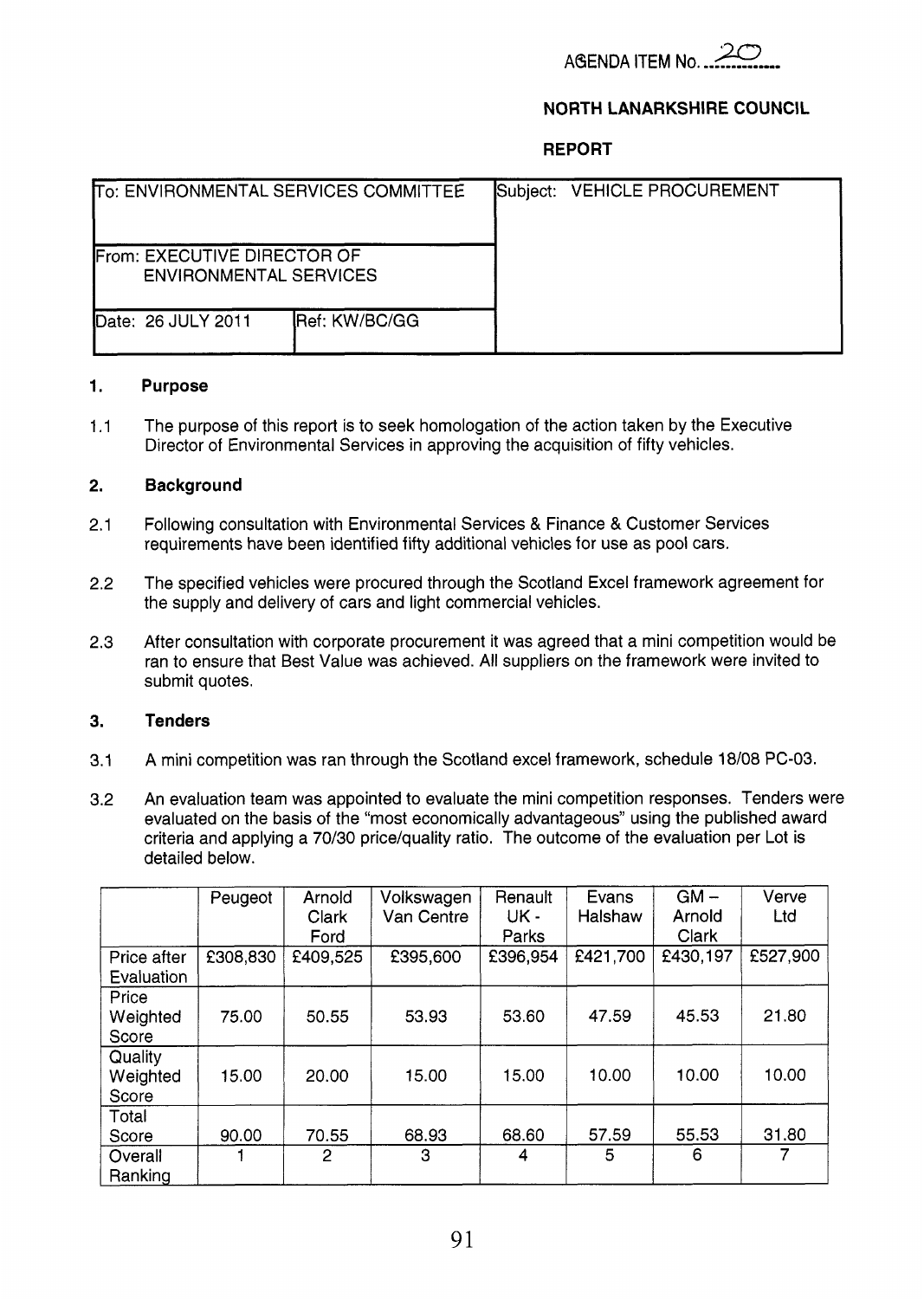AGENDA ITEM No. 20

**NORTH LANARKSHIRE COUNCIL**

**REPORT**

| To: ENVIRONMENTAL SERVICES COMMITTEE | | Subject: VEHICLE PROCUREMENT |
|---|---|---|
| From: EXECUTIVE DIRECTOR OF ENVIRONMENTAL SERVICES | | |
| Date: 26 JULY 2011 | Ref: KW/BC/GG | |

## 1. Purpose

1.1 The purpose of this report is to seek homologation of the action taken by the Executive Director of Environmental Services in approving the acquisition of fifty vehicles.

## 2. Background

2.1 Following consultation with Environmental Services & Finance & Customer Services requirements have been identified fifty additional vehicles for use as pool cars.

2.2 The specified vehicles were procured through the Scotland Excel framework agreement for the supply and delivery of cars and light commercial vehicles.

2.3 After consultation with corporate procurement it was agreed that a mini competition would be ran to ensure that Best Value was achieved. All suppliers on the framework were invited to submit quotes.

## 3. Tenders

3.1 A mini competition was ran through the Scotland excel framework, schedule 18/08 PC-03.

3.2 An evaluation team was appointed to evaluate the mini competition responses. Tenders were evaluated on the basis of the "most economically advantageous" using the published award criteria and applying a 70/30 price/quality ratio. The outcome of the evaluation per Lot is detailed below.

| | Peugeot | Arnold Clark Ford | Volkswagen Van Centre | Renault UK - Parks | Evans Halshaw | GM – Arnold Clark | Verve Ltd |
|---|---|---|---|---|---|---|---|
| Price after Evaluation | £308,830 | £409,525 | £395,600 | £396,954 | £421,700 | £430,197 | £527,900 |
| Price Weighted Score | 75.00 | 50.55 | 53.93 | 53.60 | 47.59 | 45.53 | 21.80 |
| Quality Weighted Score | 15.00 | 20.00 | 15.00 | 15.00 | 10.00 | 10.00 | 10.00 |
| Total Score | 90.00 | 70.55 | 68.93 | 68.60 | 57.59 | 55.53 | 31.80 |
| Overall Ranking | 1 | 2 | 3 | 4 | 5 | 6 | 7 |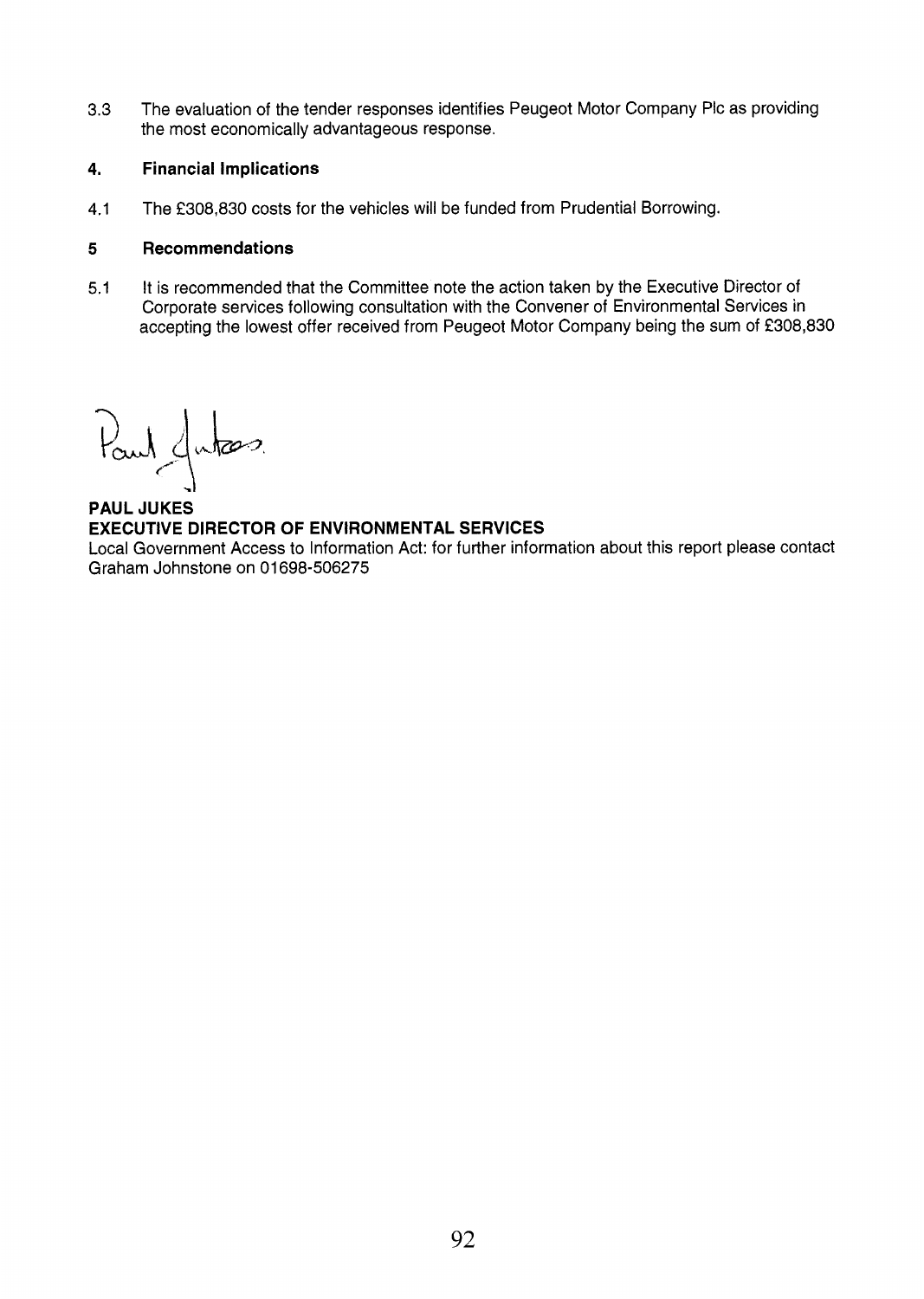3.3 The evaluation of the tender responses identifies Peugeot Motor Company Plc as providing the most economically advantageous response.

## 4. Financial Implications

4.1 The £308,830 costs for the vehicles will be funded from Prudential Borrowing.

## 5 Recommendations

5.1 It is recommended that the Committee note the action taken by the Executive Director of Corporate services following consultation with the Convener of Environmental Services in accepting the lowest offer received from Peugeot Motor Company being the sum of £308,830

**PAUL JUKES**
**EXECUTIVE DIRECTOR OF ENVIRONMENTAL SERVICES**

Local Government Access to Information Act: for further information about this report please contact Graham Johnstone on 01698-506275